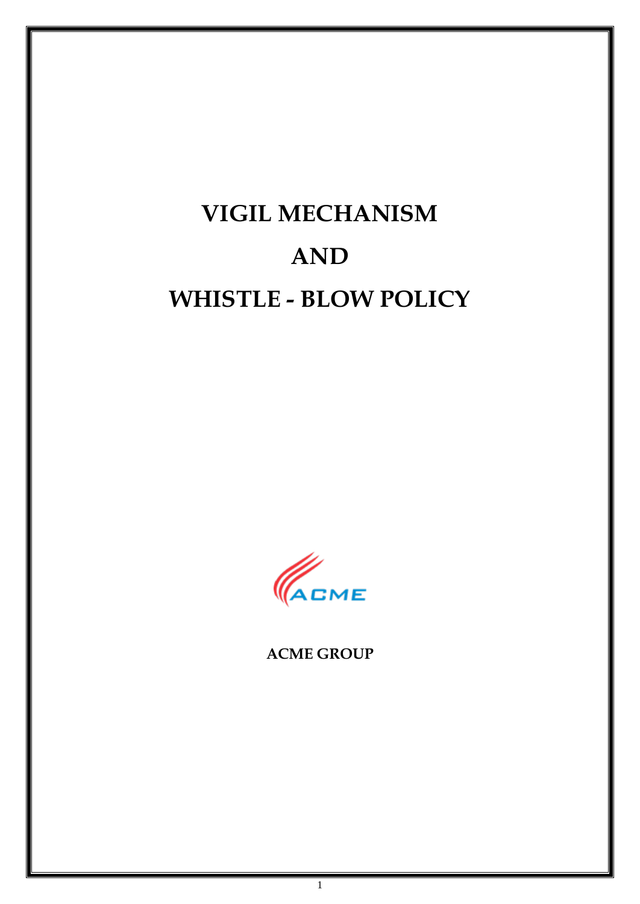# VIGIL MECHANISM

# AND

# WHISTLE - BLOW POLICY

**ACME GROUP**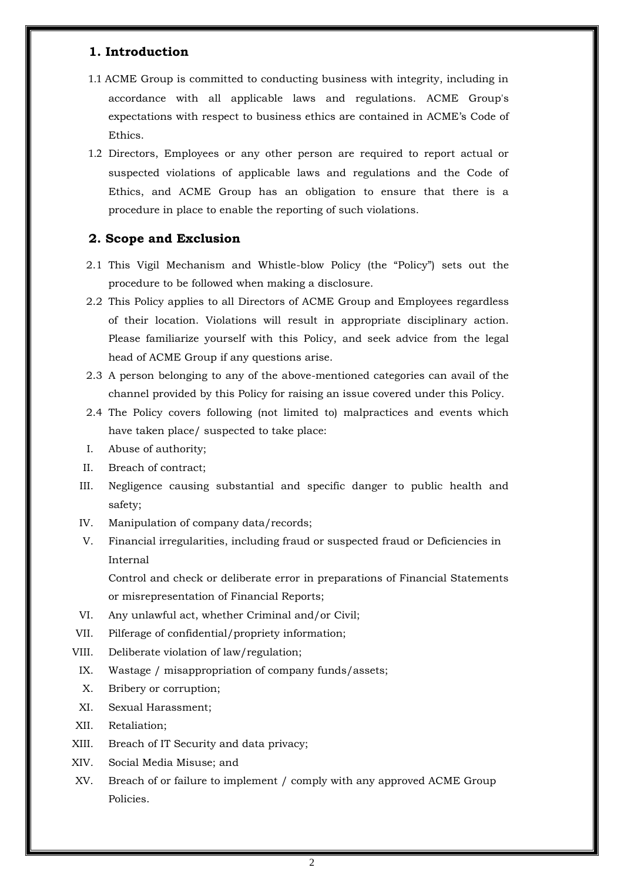## 1. Introduction

1.1 ACME Group is committed to conducting business with integrity, including in accordance with all applicable laws and regulations. ACME Group's expectations with respect to business ethics are contained in ACME's Code of Ethics.

1.2 Directors, Employees or any other person are required to report actual or suspected violations of applicable laws and regulations and the Code of Ethics, and ACME Group has an obligation to ensure that there is a procedure in place to enable the reporting of such violations.

## 2. Scope and Exclusion

2.1 This Vigil Mechanism and Whistle-blow Policy (the "Policy") sets out the procedure to be followed when making a disclosure.

2.2 This Policy applies to all Directors of ACME Group and Employees regardless of their location. Violations will result in appropriate disciplinary action. Please familiarize yourself with this Policy, and seek advice from the legal head of ACME Group if any questions arise.

2.3 A person belonging to any of the above-mentioned categories can avail of the channel provided by this Policy for raising an issue covered under this Policy.

2.4 The Policy covers following (not limited to) malpractices and events which have taken place/ suspected to take place:

I. Abuse of authority;

II. Breach of contract;

III. Negligence causing substantial and specific danger to public health and safety;

IV. Manipulation of company data/records;

V. Financial irregularities, including fraud or suspected fraud or Deficiencies in Internal Control and check or deliberate error in preparations of Financial Statements or misrepresentation of Financial Reports;

VI. Any unlawful act, whether Criminal and/or Civil;

VII. Pilferage of confidential/propriety information;

VIII. Deliberate violation of law/regulation;

IX. Wastage / misappropriation of company funds/assets;

X. Bribery or corruption;

XI. Sexual Harassment;

XII. Retaliation;

XIII. Breach of IT Security and data privacy;

XIV. Social Media Misuse; and

XV. Breach of or failure to implement / comply with any approved ACME Group Policies.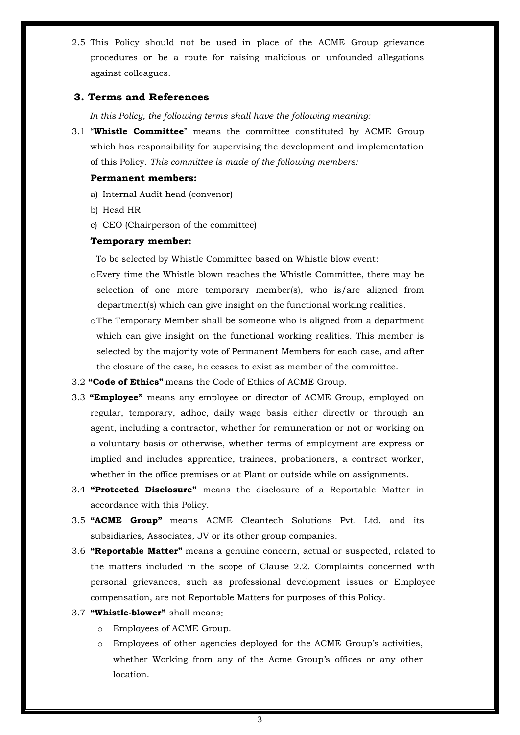2.5 This Policy should not be used in place of the ACME Group grievance procedures or be a route for raising malicious or unfounded allegations against colleagues.

## 3. Terms and References

*In this Policy, the following terms shall have the following meaning:*

3.1 "**Whistle Committee**" means the committee constituted by ACME Group which has responsibility for supervising the development and implementation of this Policy. *This committee is made of the following members:*

**Permanent members:**

a) Internal Audit head (convenor)

b) Head HR

c) CEO (Chairperson of the committee)

**Temporary member:**

To be selected by Whistle Committee based on Whistle blow event:

- Every time the Whistle blown reaches the Whistle Committee, there may be selection of one more temporary member(s), who is/are aligned from department(s) which can give insight on the functional working realities.
- The Temporary Member shall be someone who is aligned from a department which can give insight on the functional working realities. This member is selected by the majority vote of Permanent Members for each case, and after the closure of the case, he ceases to exist as member of the committee.

3.2 **"Code of Ethics"** means the Code of Ethics of ACME Group.

3.3 **"Employee"** means any employee or director of ACME Group, employed on regular, temporary, adhoc, daily wage basis either directly or through an agent, including a contractor, whether for remuneration or not or working on a voluntary basis or otherwise, whether terms of employment are express or implied and includes apprentice, trainees, probationers, a contract worker, whether in the office premises or at Plant or outside while on assignments.

3.4 **"Protected Disclosure"** means the disclosure of a Reportable Matter in accordance with this Policy.

3.5 **"ACME Group"** means ACME Cleantech Solutions Pvt. Ltd. and its subsidiaries, Associates, JV or its other group companies.

3.6 **"Reportable Matter"** means a genuine concern, actual or suspected, related to the matters included in the scope of Clause 2.2. Complaints concerned with personal grievances, such as professional development issues or Employee compensation, are not Reportable Matters for purposes of this Policy.

3.7 **"Whistle-blower"** shall means:

- Employees of ACME Group.
- Employees of other agencies deployed for the ACME Group's activities, whether Working from any of the Acme Group's offices or any other location.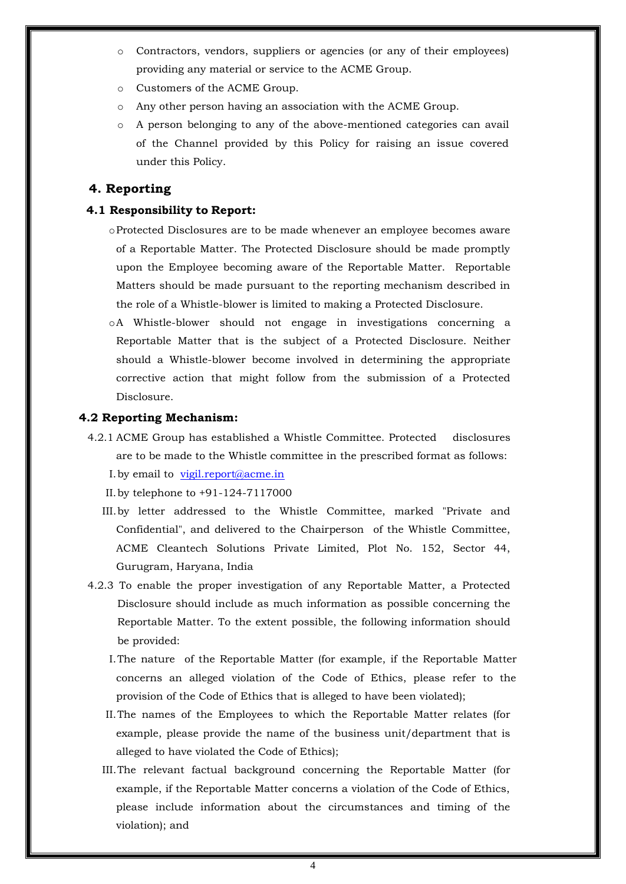- Contractors, vendors, suppliers or agencies (or any of their employees) providing any material or service to the ACME Group.
- Customers of the ACME Group.
- Any other person having an association with the ACME Group.
- A person belonging to any of the above-mentioned categories can avail of the Channel provided by this Policy for raising an issue covered under this Policy.

## 4. Reporting

### 4.1 Responsibility to Report:

- Protected Disclosures are to be made whenever an employee becomes aware of a Reportable Matter. The Protected Disclosure should be made promptly upon the Employee becoming aware of the Reportable Matter. Reportable Matters should be made pursuant to the reporting mechanism described in the role of a Whistle-blower is limited to making a Protected Disclosure.
- A Whistle-blower should not engage in investigations concerning a Reportable Matter that is the subject of a Protected Disclosure. Neither should a Whistle-blower become involved in determining the appropriate corrective action that might follow from the submission of a Protected Disclosure.

### 4.2 Reporting Mechanism:

4.2.1 ACME Group has established a Whistle Committee. Protected disclosures are to be made to the Whistle committee in the prescribed format as follows:

I. by email to vigil.report@acme.in

II. by telephone to +91-124-7117000

III. by letter addressed to the Whistle Committee, marked "Private and Confidential", and delivered to the Chairperson of the Whistle Committee, ACME Cleantech Solutions Private Limited, Plot No. 152, Sector 44, Gurugram, Haryana, India

4.2.3 To enable the proper investigation of any Reportable Matter, a Protected Disclosure should include as much information as possible concerning the Reportable Matter. To the extent possible, the following information should be provided:

I. The nature of the Reportable Matter (for example, if the Reportable Matter concerns an alleged violation of the Code of Ethics, please refer to the provision of the Code of Ethics that is alleged to have been violated);

II. The names of the Employees to which the Reportable Matter relates (for example, please provide the name of the business unit/department that is alleged to have violated the Code of Ethics);

III. The relevant factual background concerning the Reportable Matter (for example, if the Reportable Matter concerns a violation of the Code of Ethics, please include information about the circumstances and timing of the violation); and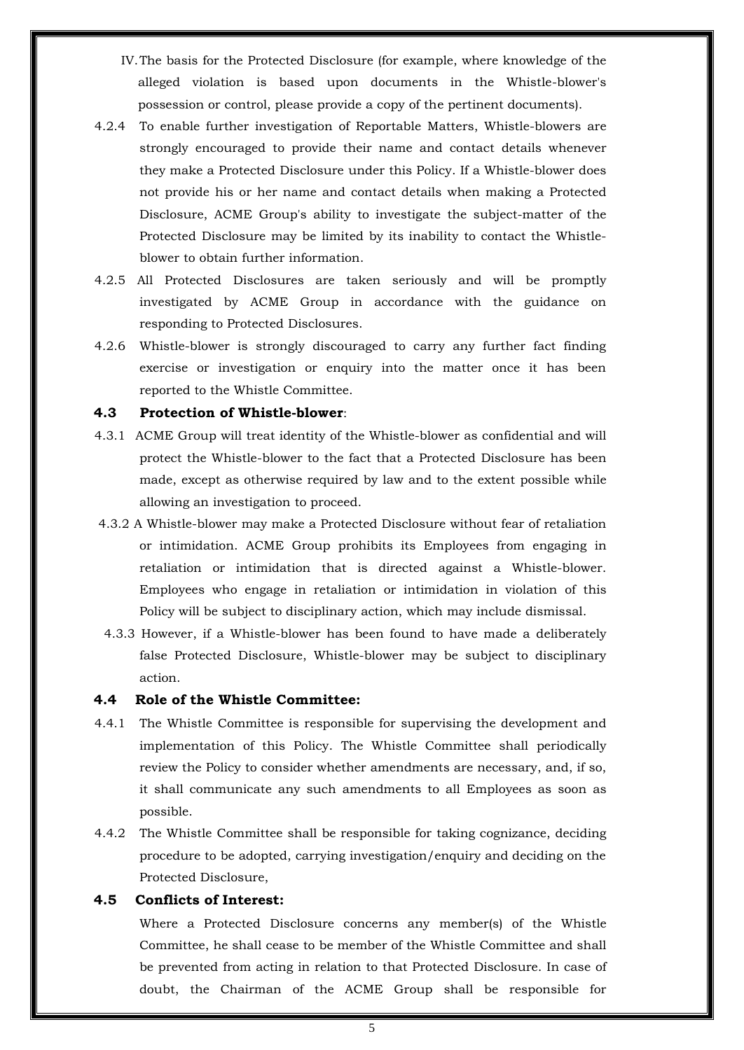IV. The basis for the Protected Disclosure (for example, where knowledge of the alleged violation is based upon documents in the Whistle-blower's possession or control, please provide a copy of the pertinent documents).

4.2.4 To enable further investigation of Reportable Matters, Whistle-blowers are strongly encouraged to provide their name and contact details whenever they make a Protected Disclosure under this Policy. If a Whistle-blower does not provide his or her name and contact details when making a Protected Disclosure, ACME Group's ability to investigate the subject-matter of the Protected Disclosure may be limited by its inability to contact the Whistle-blower to obtain further information.

4.2.5 All Protected Disclosures are taken seriously and will be promptly investigated by ACME Group in accordance with the guidance on responding to Protected Disclosures.

4.2.6 Whistle-blower is strongly discouraged to carry any further fact finding exercise or investigation or enquiry into the matter once it has been reported to the Whistle Committee.

### 4.3 Protection of Whistle-blower:

4.3.1 ACME Group will treat identity of the Whistle-blower as confidential and will protect the Whistle-blower to the fact that a Protected Disclosure has been made, except as otherwise required by law and to the extent possible while allowing an investigation to proceed.

4.3.2 A Whistle-blower may make a Protected Disclosure without fear of retaliation or intimidation. ACME Group prohibits its Employees from engaging in retaliation or intimidation that is directed against a Whistle-blower. Employees who engage in retaliation or intimidation in violation of this Policy will be subject to disciplinary action, which may include dismissal.

4.3.3 However, if a Whistle-blower has been found to have made a deliberately false Protected Disclosure, Whistle-blower may be subject to disciplinary action.

### 4.4 Role of the Whistle Committee:

4.4.1 The Whistle Committee is responsible for supervising the development and implementation of this Policy. The Whistle Committee shall periodically review the Policy to consider whether amendments are necessary, and, if so, it shall communicate any such amendments to all Employees as soon as possible.

4.4.2 The Whistle Committee shall be responsible for taking cognizance, deciding procedure to be adopted, carrying investigation/enquiry and deciding on the Protected Disclosure,

### 4.5 Conflicts of Interest:

Where a Protected Disclosure concerns any member(s) of the Whistle Committee, he shall cease to be member of the Whistle Committee and shall be prevented from acting in relation to that Protected Disclosure. In case of doubt, the Chairman of the ACME Group shall be responsible for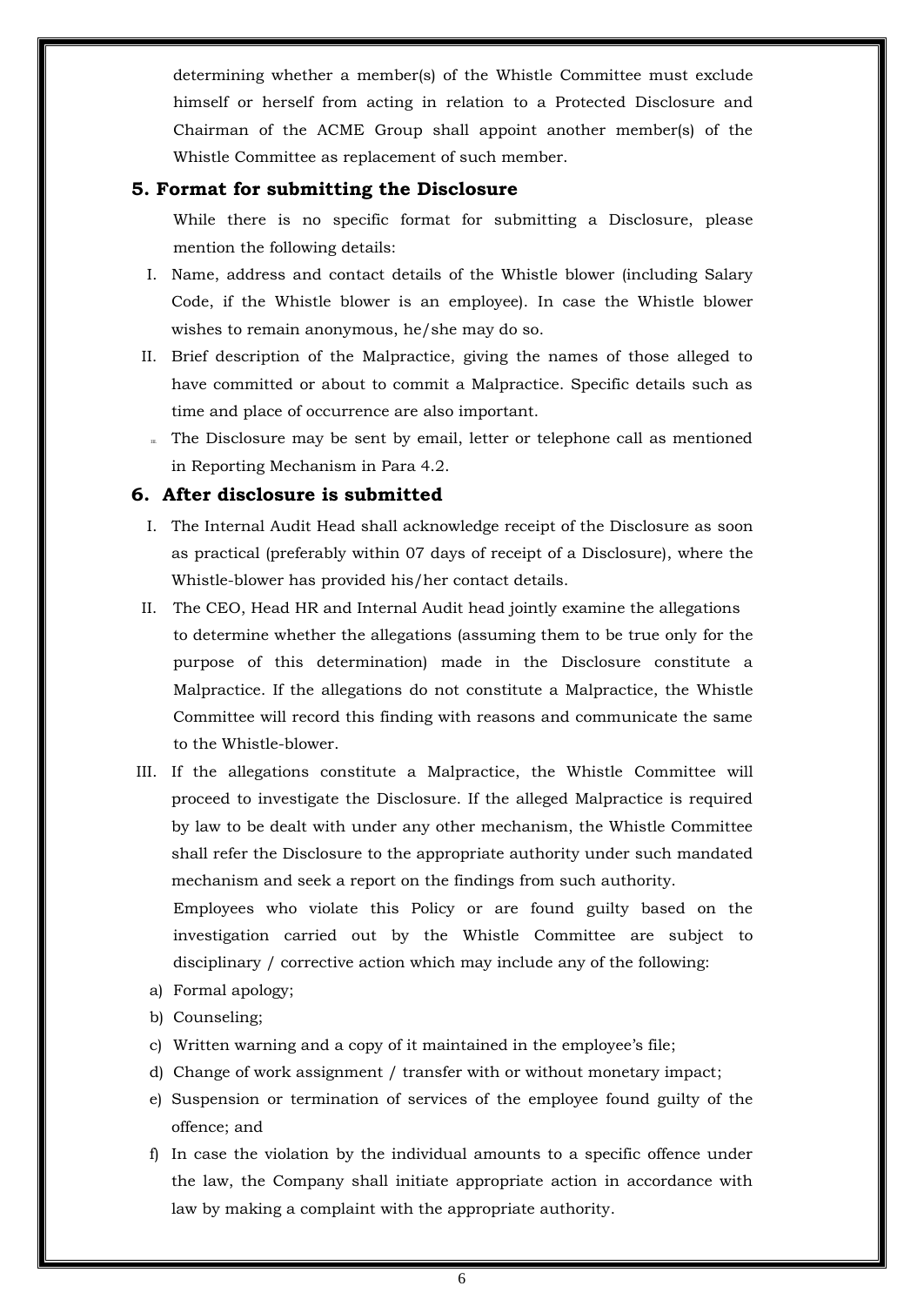determining whether a member(s) of the Whistle Committee must exclude himself or herself from acting in relation to a Protected Disclosure and Chairman of the ACME Group shall appoint another member(s) of the Whistle Committee as replacement of such member.

## 5. Format for submitting the Disclosure

While there is no specific format for submitting a Disclosure, please mention the following details:

I. Name, address and contact details of the Whistle blower (including Salary Code, if the Whistle blower is an employee). In case the Whistle blower wishes to remain anonymous, he/she may do so.

II. Brief description of the Malpractice, giving the names of those alleged to have committed or about to commit a Malpractice. Specific details such as time and place of occurrence are also important.

III. The Disclosure may be sent by email, letter or telephone call as mentioned in Reporting Mechanism in Para 4.2.

## 6. After disclosure is submitted

I. The Internal Audit Head shall acknowledge receipt of the Disclosure as soon as practical (preferably within 07 days of receipt of a Disclosure), where the Whistle-blower has provided his/her contact details.

II. The CEO, Head HR and Internal Audit head jointly examine the allegations to determine whether the allegations (assuming them to be true only for the purpose of this determination) made in the Disclosure constitute a Malpractice. If the allegations do not constitute a Malpractice, the Whistle Committee will record this finding with reasons and communicate the same to the Whistle-blower.

III. If the allegations constitute a Malpractice, the Whistle Committee will proceed to investigate the Disclosure. If the alleged Malpractice is required by law to be dealt with under any other mechanism, the Whistle Committee shall refer the Disclosure to the appropriate authority under such mandated mechanism and seek a report on the findings from such authority.

Employees who violate this Policy or are found guilty based on the investigation carried out by the Whistle Committee are subject to disciplinary / corrective action which may include any of the following:

a) Formal apology;

b) Counseling;

c) Written warning and a copy of it maintained in the employee's file;

d) Change of work assignment / transfer with or without monetary impact;

e) Suspension or termination of services of the employee found guilty of the offence; and

f) In case the violation by the individual amounts to a specific offence under the law, the Company shall initiate appropriate action in accordance with law by making a complaint with the appropriate authority.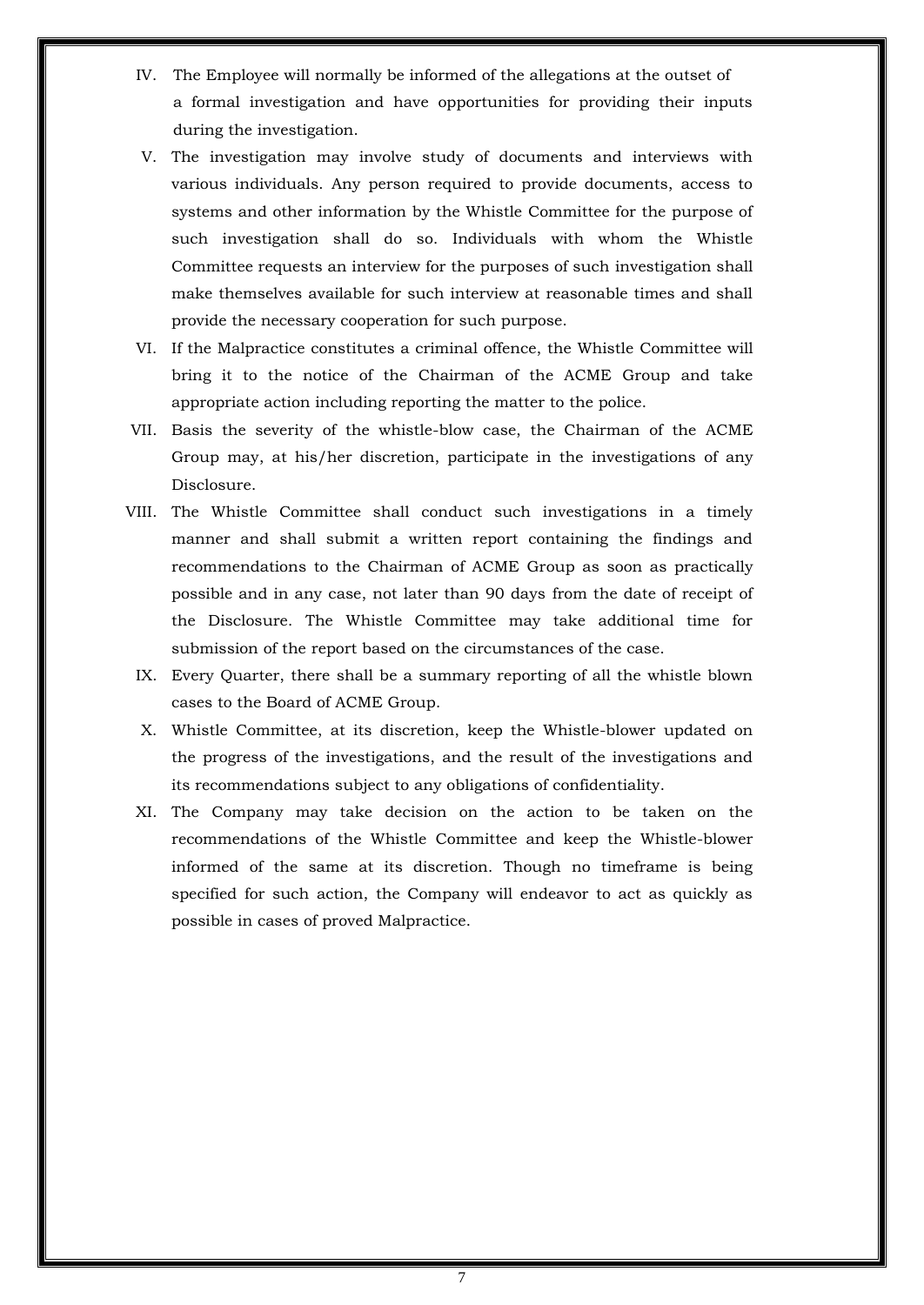IV. The Employee will normally be informed of the allegations at the outset of a formal investigation and have opportunities for providing their inputs during the investigation.

V. The investigation may involve study of documents and interviews with various individuals. Any person required to provide documents, access to systems and other information by the Whistle Committee for the purpose of such investigation shall do so. Individuals with whom the Whistle Committee requests an interview for the purposes of such investigation shall make themselves available for such interview at reasonable times and shall provide the necessary cooperation for such purpose.

VI. If the Malpractice constitutes a criminal offence, the Whistle Committee will bring it to the notice of the Chairman of the ACME Group and take appropriate action including reporting the matter to the police.

VII. Basis the severity of the whistle-blow case, the Chairman of the ACME Group may, at his/her discretion, participate in the investigations of any Disclosure.

VIII. The Whistle Committee shall conduct such investigations in a timely manner and shall submit a written report containing the findings and recommendations to the Chairman of ACME Group as soon as practically possible and in any case, not later than 90 days from the date of receipt of the Disclosure. The Whistle Committee may take additional time for submission of the report based on the circumstances of the case.

IX. Every Quarter, there shall be a summary reporting of all the whistle blown cases to the Board of ACME Group.

X. Whistle Committee, at its discretion, keep the Whistle-blower updated on the progress of the investigations, and the result of the investigations and its recommendations subject to any obligations of confidentiality.

XI. The Company may take decision on the action to be taken on the recommendations of the Whistle Committee and keep the Whistle-blower informed of the same at its discretion. Though no timeframe is being specified for such action, the Company will endeavor to act as quickly as possible in cases of proved Malpractice.